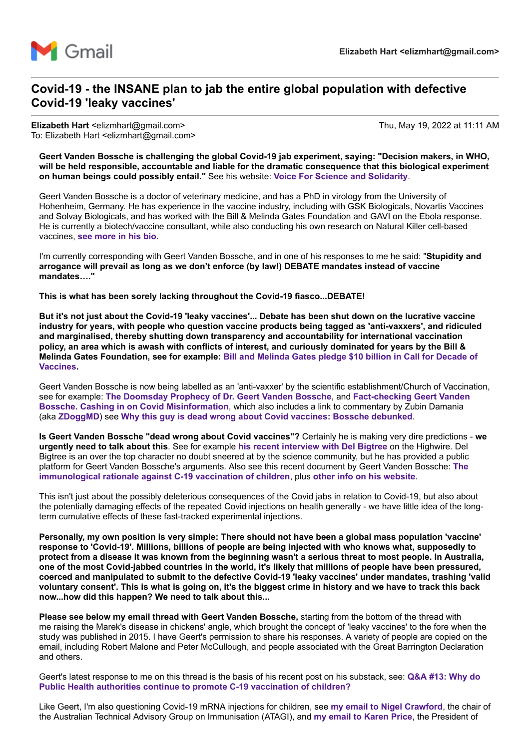Gmail

**Elizabeth Hart <elizmhart@gmail.com>**

# Covid-19 - the INSANE plan to jab the entire global population with defective Covid-19 'leaky vaccines'

**Elizabeth Hart** <elizmhart@gmail.com>
To: Elizabeth Hart <elizmhart@gmail.com>

Thu, May 19, 2022 at 11:11 AM

**Geert Vanden Bossche is challenging the global Covid-19 jab experiment, saying: "Decision makers, in WHO, will be held responsible, accountable and liable for the dramatic consequence that this biological experiment on human beings could possibly entail."** See his website: **Voice For Science and Solidarity**.

Geert Vanden Bossche is a doctor of veterinary medicine, and has a PhD in virology from the University of Hohenheim, Germany. He has experience in the vaccine industry, including with GSK Biologicals, Novartis Vaccines and Solvay Biologicals, and has worked with the Bill & Melinda Gates Foundation and GAVI on the Ebola response. He is currently a biotech/vaccine consultant, while also conducting his own research on Natural Killer cell-based vaccines, **see more in his bio**.

I'm currently corresponding with Geert Vanden Bossche, and in one of his responses to me he said: "**Stupidity and arrogance will prevail as long as we don't enforce (by law!) DEBATE mandates instead of vaccine mandates…."**

**This is what has been sorely lacking throughout the Covid-19 fiasco...DEBATE!**

**But it's not just about the Covid-19 'leaky vaccines'... Debate has been shut down on the lucrative vaccine industry for years, with people who question vaccine products being tagged as 'anti-vaxxers', and ridiculed and marginalised, thereby shutting down transparency and accountability for international vaccination policy, an area which is awash with conflicts of interest, and curiously dominated for years by the Bill & Melinda Gates Foundation, see for example: Bill and Melinda Gates pledge $10 billion in Call for Decade of Vaccines.**

Geert Vanden Bossche is now being labelled as an 'anti-vaxxer' by the scientific establishment/Church of Vaccination, see for example: **The Doomsday Prophecy of Dr. Geert Vanden Bossche**, and **Fact-checking Geert Vanden Bossche. Cashing in on Covid Misinformation**, which also includes a link to commentary by Zubin Damania (aka **ZDoggMD**) see **Why this guy is dead wrong about Covid vaccines: Bossche debunked**.

**Is Geert Vanden Bossche "dead wrong about Covid vaccines"?** Certainly he is making very dire predictions - **we urgently need to talk about this**. See for example **his recent interview with Del Bigtree** on the Highwire. Del Bigtree is an over the top character no doubt sneered at by the science community, but he has provided a public platform for Geert Vanden Bossche's arguments. Also see this recent document by Geert Vanden Bossche: **The immunological rationale against C-19 vaccination of children**, plus **other info on his website**.

This isn't just about the possibly deleterious consequences of the Covid jabs in relation to Covid-19, but also about the potentially damaging effects of the repeated Covid injections on health generally - we have little idea of the long-term cumulative effects of these fast-tracked experimental injections.

**Personally, my own position is very simple: There should not have been a global mass population 'vaccine' response to 'Covid-19'. Millions, billions of people are being injected with who knows what, supposedly to protect from a disease it was known from the beginning wasn't a serious threat to most people. In Australia, one of the most Covid-jabbed countries in the world, it's likely that millions of people have been pressured, coerced and manipulated to submit to the defective Covid-19 'leaky vaccines' under mandates, trashing 'valid voluntary consent'. This is what is going on, it's the biggest crime in history and we have to track this back now...how did this happen? We need to talk about this...**

**Please see below my email thread with Geert Vanden Bossche,** starting from the bottom of the thread with me raising the Marek's disease in chickens' angle, which brought the concept of 'leaky vaccines' to the fore when the study was published in 2015. I have Geert's permission to share his responses. A variety of people are copied on the email, including Robert Malone and Peter McCullough, and people associated with the Great Barrington Declaration and others.

Geert's latest response to me on this thread is the basis of his recent post on his substack, see: **Q&A #13: Why do Public Health authorities continue to promote C-19 vaccination of children?**

Like Geert, I'm also questioning Covid-19 mRNA injections for children, see **my email to Nigel Crawford**, the chair of the Australian Technical Advisory Group on Immunisation (ATAGI), and **my email to Karen Price**, the President of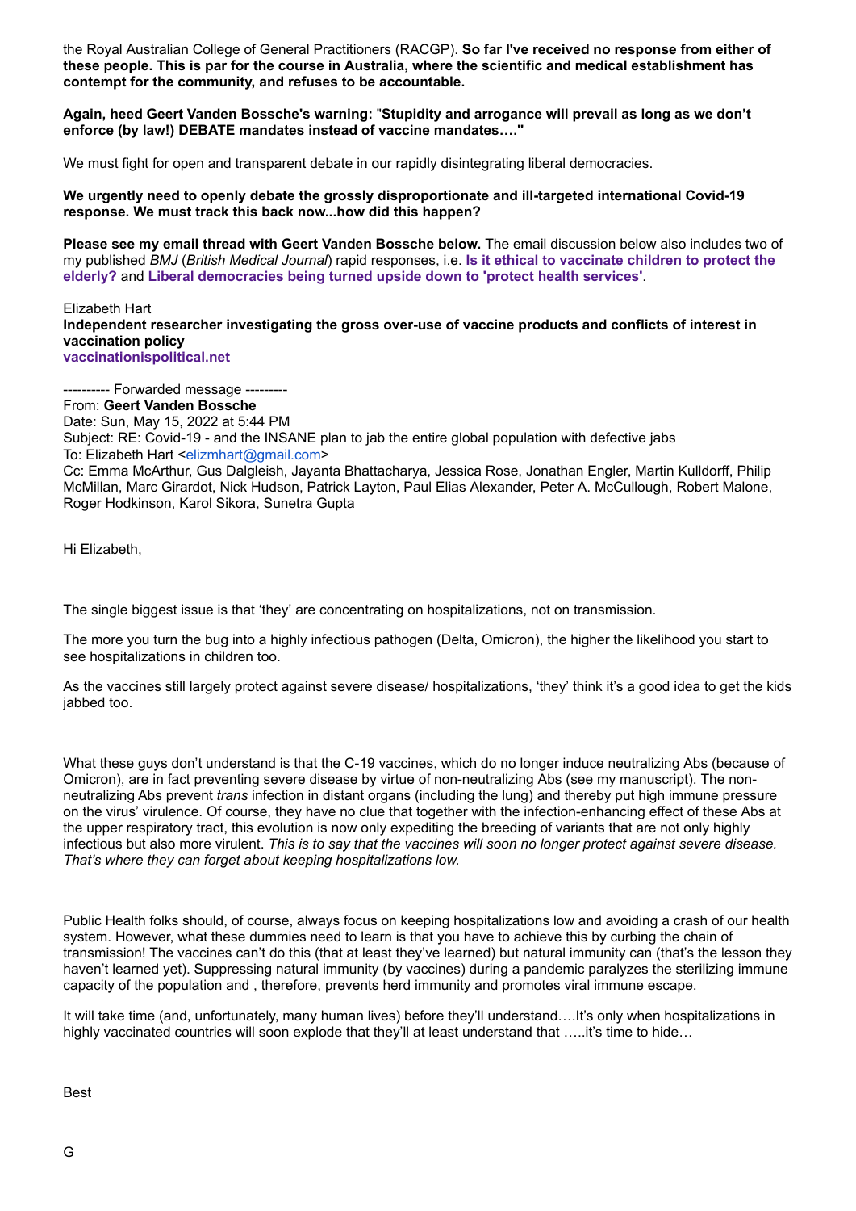the Royal Australian College of General Practitioners (RACGP). **So far I've received no response from either of these people. This is par for the course in Australia, where the scientific and medical establishment has contempt for the community, and refuses to be accountable.**

**Again, heed Geert Vanden Bossche's warning: "Stupidity and arrogance will prevail as long as we don't enforce (by law!) DEBATE mandates instead of vaccine mandates…."**

We must fight for open and transparent debate in our rapidly disintegrating liberal democracies.

**We urgently need to openly debate the grossly disproportionate and ill-targeted international Covid-19 response. We must track this back now...how did this happen?**

**Please see my email thread with Geert Vanden Bossche below.** The email discussion below also includes two of my published *BMJ* (*British Medical Journal*) rapid responses, i.e. **Is it ethical to vaccinate children to protect the elderly?** and **Liberal democracies being turned upside down to 'protect health services'**.

Elizabeth Hart
**Independent researcher investigating the gross over-use of vaccine products and conflicts of interest in vaccination policy**
**vaccinationispolitical.net**

---------- Forwarded message ---------
From: **Geert Vanden Bossche**
Date: Sun, May 15, 2022 at 5:44 PM
Subject: RE: Covid-19 - and the INSANE plan to jab the entire global population with defective jabs
To: Elizabeth Hart <elizmhart@gmail.com>
Cc: Emma McArthur, Gus Dalgleish, Jayanta Bhattacharya, Jessica Rose, Jonathan Engler, Martin Kulldorff, Philip McMillan, Marc Girardot, Nick Hudson, Patrick Layton, Paul Elias Alexander, Peter A. McCullough, Robert Malone, Roger Hodkinson, Karol Sikora, Sunetra Gupta

Hi Elizabeth,

The single biggest issue is that 'they' are concentrating on hospitalizations, not on transmission.

The more you turn the bug into a highly infectious pathogen (Delta, Omicron), the higher the likelihood you start to see hospitalizations in children too.

As the vaccines still largely protect against severe disease/ hospitalizations, 'they' think it's a good idea to get the kids jabbed too.

What these guys don't understand is that the C-19 vaccines, which do no longer induce neutralizing Abs (because of Omicron), are in fact preventing severe disease by virtue of non-neutralizing Abs (see my manuscript). The non-neutralizing Abs prevent *trans* infection in distant organs (including the lung) and thereby put high immune pressure on the virus' virulence. Of course, they have no clue that together with the infection-enhancing effect of these Abs at the upper respiratory tract, this evolution is now only expediting the breeding of variants that are not only highly infectious but also more virulent. *This is to say that the vaccines will soon no longer protect against severe disease. That's where they can forget about keeping hospitalizations low.*

Public Health folks should, of course, always focus on keeping hospitalizations low and avoiding a crash of our health system. However, what these dummies need to learn is that you have to achieve this by curbing the chain of transmission! The vaccines can't do this (that at least they've learned) but natural immunity can (that's the lesson they haven't learned yet). Suppressing natural immunity (by vaccines) during a pandemic paralyzes the sterilizing immune capacity of the population and , therefore, prevents herd immunity and promotes viral immune escape.

It will take time (and, unfortunately, many human lives) before they'll understand….It's only when hospitalizations in highly vaccinated countries will soon explode that they'll at least understand that …..it's time to hide…

Best

G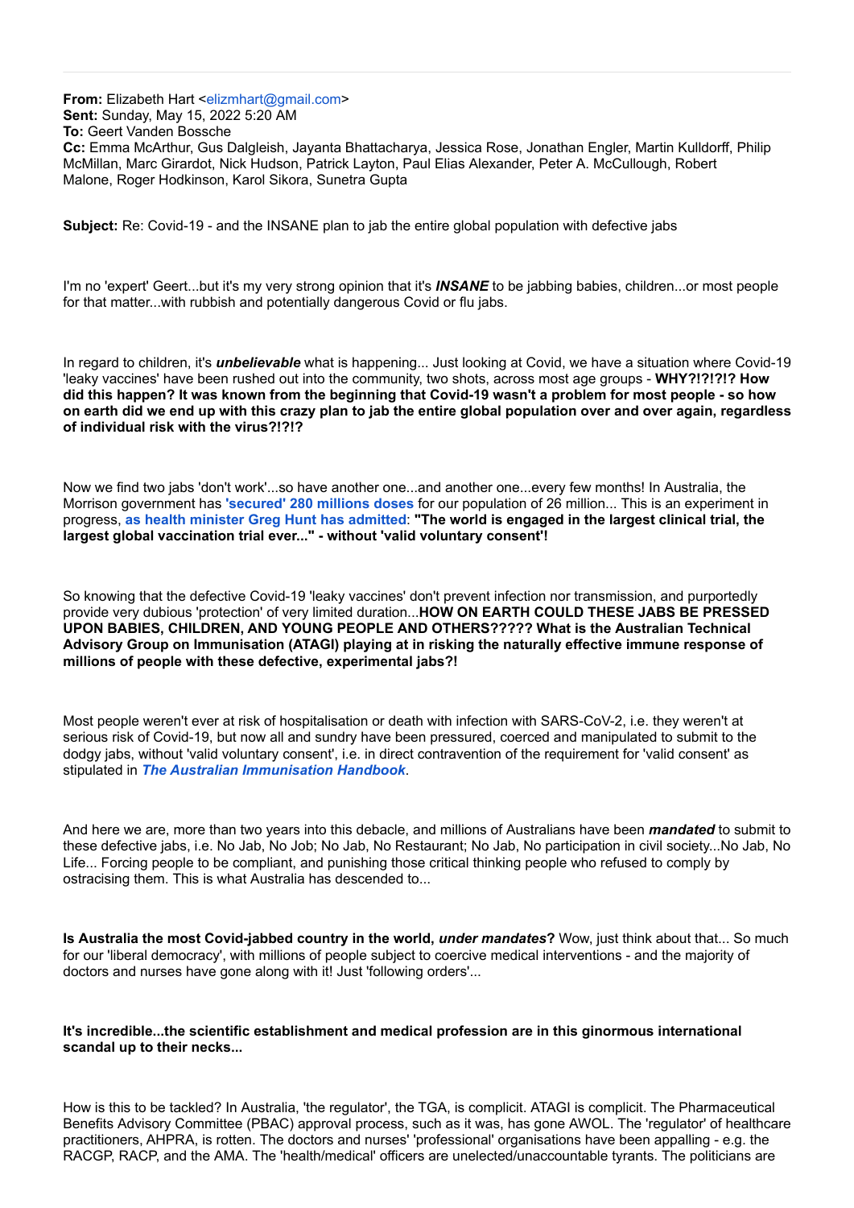**From:** Elizabeth Hart <elizmhart@gmail.com>
**Sent:** Sunday, May 15, 2022 5:20 AM
**To:** Geert Vanden Bossche
**Cc:** Emma McArthur, Gus Dalgleish, Jayanta Bhattacharya, Jessica Rose, Jonathan Engler, Martin Kulldorff, Philip McMillan, Marc Girardot, Nick Hudson, Patrick Layton, Paul Elias Alexander, Peter A. McCullough, Robert Malone, Roger Hodkinson, Karol Sikora, Sunetra Gupta

**Subject:** Re: Covid-19 - and the INSANE plan to jab the entire global population with defective jabs

I'm no 'expert' Geert...but it's my very strong opinion that it's ***INSANE*** to be jabbing babies, children...or most people for that matter...with rubbish and potentially dangerous Covid or flu jabs.

In regard to children, it's ***unbelievable*** what is happening... Just looking at Covid, we have a situation where Covid-19 'leaky vaccines' have been rushed out into the community, two shots, across most age groups - **WHY?!?!?!? How did this happen? It was known from the beginning that Covid-19 wasn't a problem for most people - so how on earth did we end up with this crazy plan to jab the entire global population over and over again, regardless of individual risk with the virus?!?!?**

Now we find two jabs 'don't work'...so have another one...and another one...every few months! In Australia, the Morrison government has **'secured' 280 millions doses** for our population of 26 million... This is an experiment in progress, **as health minister Greg Hunt has admitted**: **"The world is engaged in the largest clinical trial, the largest global vaccination trial ever..." - without 'valid voluntary consent'!**

So knowing that the defective Covid-19 'leaky vaccines' don't prevent infection nor transmission, and purportedly provide very dubious 'protection' of very limited duration...**HOW ON EARTH COULD THESE JABS BE PRESSED UPON BABIES, CHILDREN, AND YOUNG PEOPLE AND OTHERS????? What is the Australian Technical Advisory Group on Immunisation (ATAGI) playing at in risking the naturally effective immune response of millions of people with these defective, experimental jabs?!**

Most people weren't ever at risk of hospitalisation or death with infection with SARS-CoV-2, i.e. they weren't at serious risk of Covid-19, but now all and sundry have been pressured, coerced and manipulated to submit to the dodgy jabs, without 'valid voluntary consent', i.e. in direct contravention of the requirement for 'valid consent' as stipulated in ***The Australian Immunisation Handbook***.

And here we are, more than two years into this debacle, and millions of Australians have been ***mandated*** to submit to these defective jabs, i.e. No Jab, No Job; No Jab, No Restaurant; No Jab, No participation in civil society...No Jab, No Life... Forcing people to be compliant, and punishing those critical thinking people who refused to comply by ostracising them. This is what Australia has descended to...

**Is Australia the most Covid-jabbed country in the world, *under mandates*?** Wow, just think about that... So much for our 'liberal democracy', with millions of people subject to coercive medical interventions - and the majority of doctors and nurses have gone along with it! Just 'following orders'...

**It's incredible...the scientific establishment and medical profession are in this ginormous international scandal up to their necks...**

How is this to be tackled? In Australia, 'the regulator', the TGA, is complicit. ATAGI is complicit. The Pharmaceutical Benefits Advisory Committee (PBAC) approval process, such as it was, has gone AWOL. The 'regulator' of healthcare practitioners, AHPRA, is rotten. The doctors and nurses' 'professional' organisations have been appalling - e.g. the RACGP, RACP, and the AMA. The 'health/medical' officers are unelected/unaccountable tyrants. The politicians are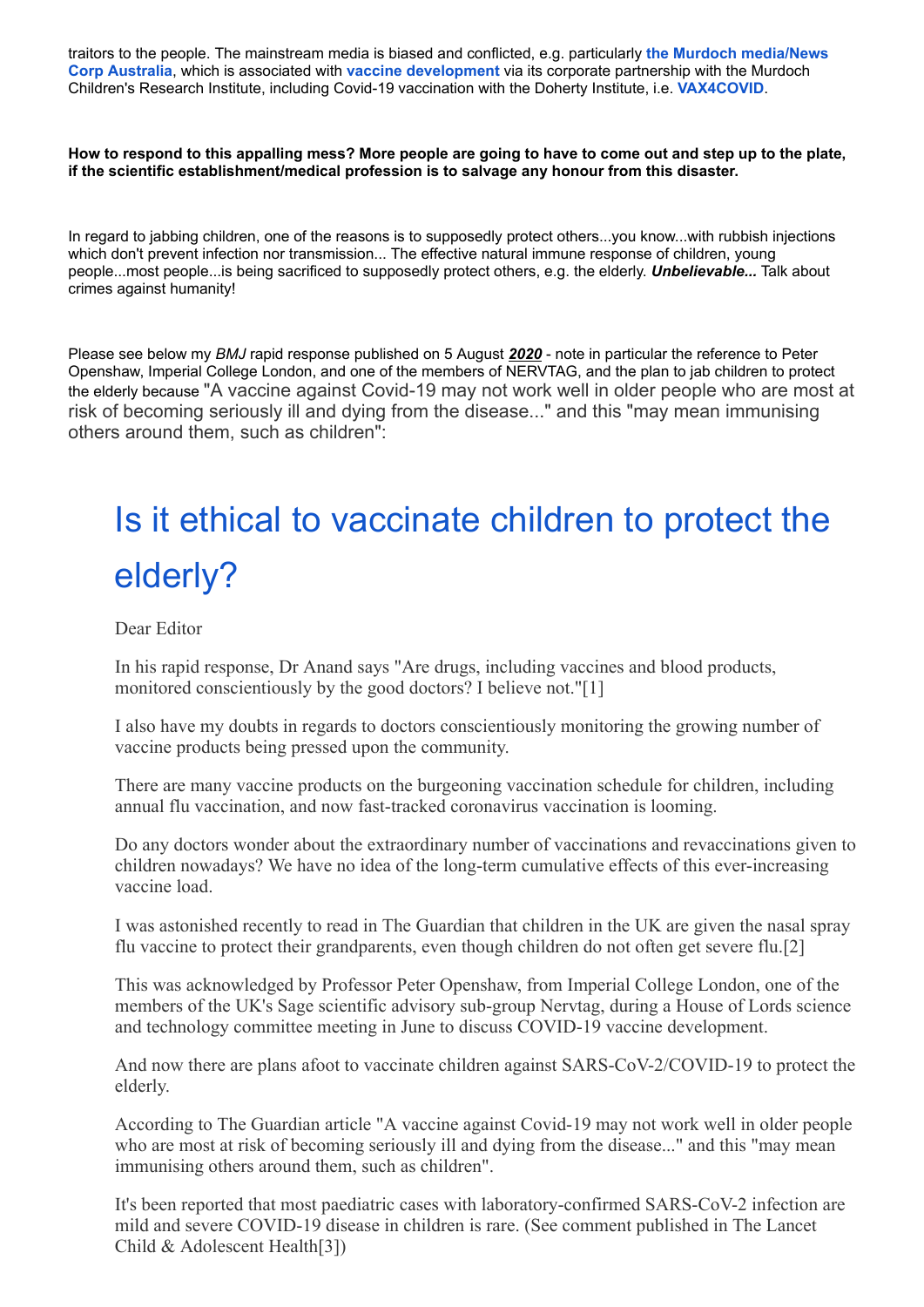traitors to the people. The mainstream media is biased and conflicted, e.g. particularly **the Murdoch media/News Corp Australia**, which is associated with **vaccine development** via its corporate partnership with the Murdoch Children's Research Institute, including Covid-19 vaccination with the Doherty Institute, i.e. **VAX4COVID**.

**How to respond to this appalling mess? More people are going to have to come out and step up to the plate, if the scientific establishment/medical profession is to salvage any honour from this disaster.**

In regard to jabbing children, one of the reasons is to supposedly protect others...you know...with rubbish injections which don't prevent infection nor transmission... The effective natural immune response of children, young people...most people...is being sacrificed to supposedly protect others, e.g. the elderly. ***Unbelievable...*** Talk about crimes against humanity!

Please see below my *BMJ* rapid response published on 5 August ***2020*** - note in particular the reference to Peter Openshaw, Imperial College London, and one of the members of NERVTAG, and the plan to jab children to protect the elderly because "A vaccine against Covid-19 may not work well in older people who are most at risk of becoming seriously ill and dying from the disease..." and this "may mean immunising others around them, such as children":

# Is it ethical to vaccinate children to protect the elderly?

Dear Editor

In his rapid response, Dr Anand says "Are drugs, including vaccines and blood products, monitored conscientiously by the good doctors? I believe not."[1]

I also have my doubts in regards to doctors conscientiously monitoring the growing number of vaccine products being pressed upon the community.

There are many vaccine products on the burgeoning vaccination schedule for children, including annual flu vaccination, and now fast-tracked coronavirus vaccination is looming.

Do any doctors wonder about the extraordinary number of vaccinations and revaccinations given to children nowadays? We have no idea of the long-term cumulative effects of this ever-increasing vaccine load.

I was astonished recently to read in The Guardian that children in the UK are given the nasal spray flu vaccine to protect their grandparents, even though children do not often get severe flu.[2]

This was acknowledged by Professor Peter Openshaw, from Imperial College London, one of the members of the UK's Sage scientific advisory sub-group Nervtag, during a House of Lords science and technology committee meeting in June to discuss COVID-19 vaccine development.

And now there are plans afoot to vaccinate children against SARS-CoV-2/COVID-19 to protect the elderly.

According to The Guardian article "A vaccine against Covid-19 may not work well in older people who are most at risk of becoming seriously ill and dying from the disease..." and this "may mean immunising others around them, such as children".

It's been reported that most paediatric cases with laboratory-confirmed SARS-CoV-2 infection are mild and severe COVID-19 disease in children is rare. (See comment published in The Lancet Child & Adolescent Health[3])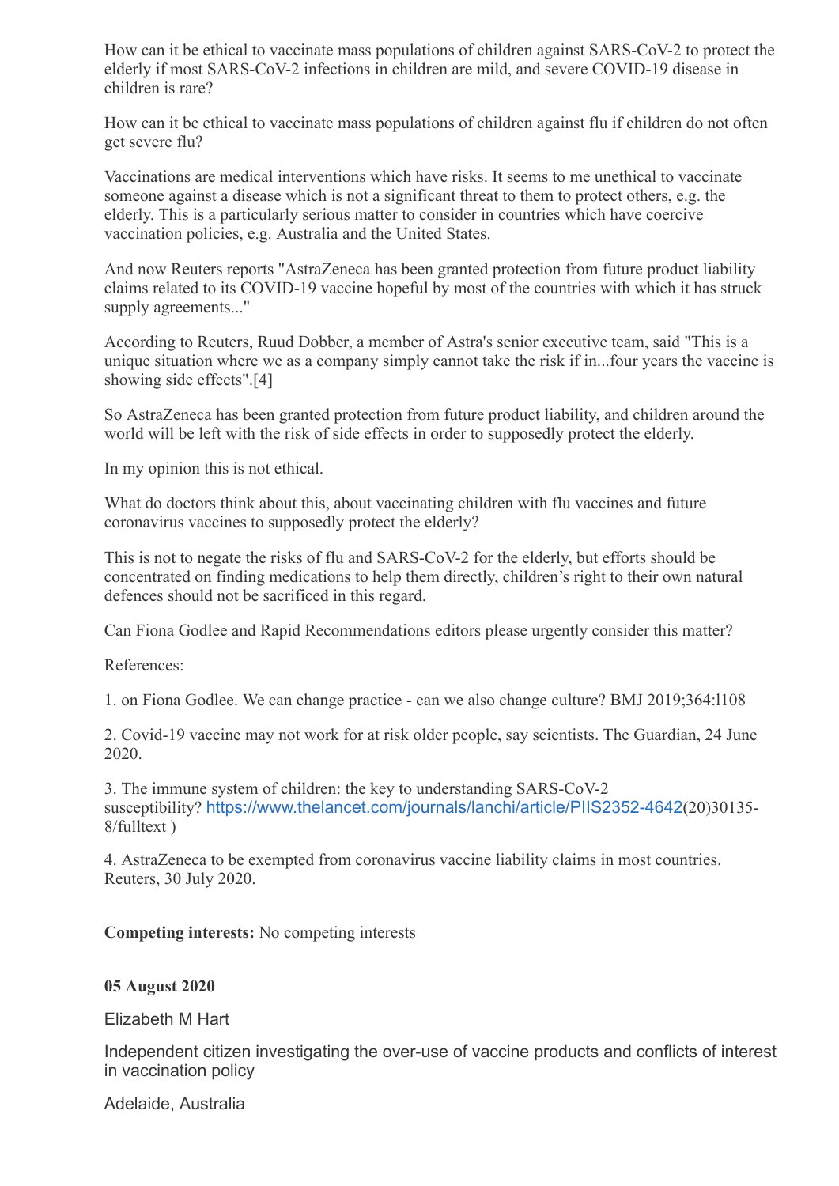How can it be ethical to vaccinate mass populations of children against SARS-CoV-2 to protect the elderly if most SARS-CoV-2 infections in children are mild, and severe COVID-19 disease in children is rare?

How can it be ethical to vaccinate mass populations of children against flu if children do not often get severe flu?

Vaccinations are medical interventions which have risks. It seems to me unethical to vaccinate someone against a disease which is not a significant threat to them to protect others, e.g. the elderly. This is a particularly serious matter to consider in countries which have coercive vaccination policies, e.g. Australia and the United States.

And now Reuters reports "AstraZeneca has been granted protection from future product liability claims related to its COVID-19 vaccine hopeful by most of the countries with which it has struck supply agreements..."

According to Reuters, Ruud Dobber, a member of Astra's senior executive team, said "This is a unique situation where we as a company simply cannot take the risk if in...four years the vaccine is showing side effects".[4]

So AstraZeneca has been granted protection from future product liability, and children around the world will be left with the risk of side effects in order to supposedly protect the elderly.

In my opinion this is not ethical.

What do doctors think about this, about vaccinating children with flu vaccines and future coronavirus vaccines to supposedly protect the elderly?

This is not to negate the risks of flu and SARS-CoV-2 for the elderly, but efforts should be concentrated on finding medications to help them directly, children's right to their own natural defences should not be sacrificed in this regard.

Can Fiona Godlee and Rapid Recommendations editors please urgently consider this matter?

References:

1. on Fiona Godlee. We can change practice - can we also change culture? BMJ 2019;364:l108

2. Covid-19 vaccine may not work for at risk older people, say scientists. The Guardian, 24 June 2020.

3. The immune system of children: the key to understanding SARS-CoV-2 susceptibility? https://www.thelancet.com/journals/lanchi/article/PIIS2352-4642(20)30135-8/fulltext )

4. AstraZeneca to be exempted from coronavirus vaccine liability claims in most countries. Reuters, 30 July 2020.

**Competing interests:** No competing interests

**05 August 2020**

Elizabeth M Hart

Independent citizen investigating the over-use of vaccine products and conflicts of interest in vaccination policy

Adelaide, Australia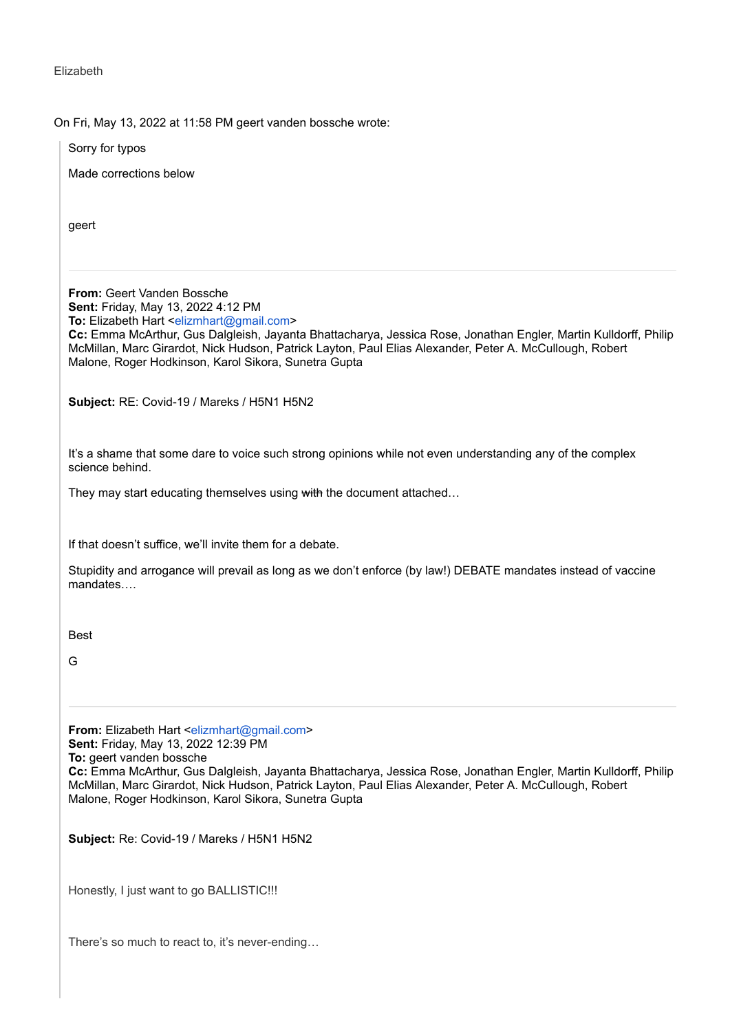Elizabeth

On Fri, May 13, 2022 at 11:58 PM geert vanden bossche wrote:

> Sorry for typos
>
> Made corrections below
>
> geert
>
> ---
>
> **From:** Geert Vanden Bossche
> **Sent:** Friday, May 13, 2022 4:12 PM
> **To:** Elizabeth Hart <elizmhart@gmail.com>
> **Cc:** Emma McArthur, Gus Dalgleish, Jayanta Bhattacharya, Jessica Rose, Jonathan Engler, Martin Kulldorff, Philip McMillan, Marc Girardot, Nick Hudson, Patrick Layton, Paul Elias Alexander, Peter A. McCullough, Robert Malone, Roger Hodkinson, Karol Sikora, Sunetra Gupta
>
> **Subject:** RE: Covid-19 / Mareks / H5N1 H5N2
>
> It's a shame that some dare to voice such strong opinions while not even understanding any of the complex science behind.
>
> They may start educating themselves using ~~with~~ the document attached…
>
> If that doesn't suffice, we'll invite them for a debate.
>
> Stupidity and arrogance will prevail as long as we don't enforce (by law!) DEBATE mandates instead of vaccine mandates….
>
> Best
>
> G
>
> ---
>
> **From:** Elizabeth Hart <elizmhart@gmail.com>
> **Sent:** Friday, May 13, 2022 12:39 PM
> **To:** geert vanden bossche
> **Cc:** Emma McArthur, Gus Dalgleish, Jayanta Bhattacharya, Jessica Rose, Jonathan Engler, Martin Kulldorff, Philip McMillan, Marc Girardot, Nick Hudson, Patrick Layton, Paul Elias Alexander, Peter A. McCullough, Robert Malone, Roger Hodkinson, Karol Sikora, Sunetra Gupta
>
> **Subject:** Re: Covid-19 / Mareks / H5N1 H5N2
>
> Honestly, I just want to go BALLISTIC!!!
>
> There's so much to react to, it's never-ending…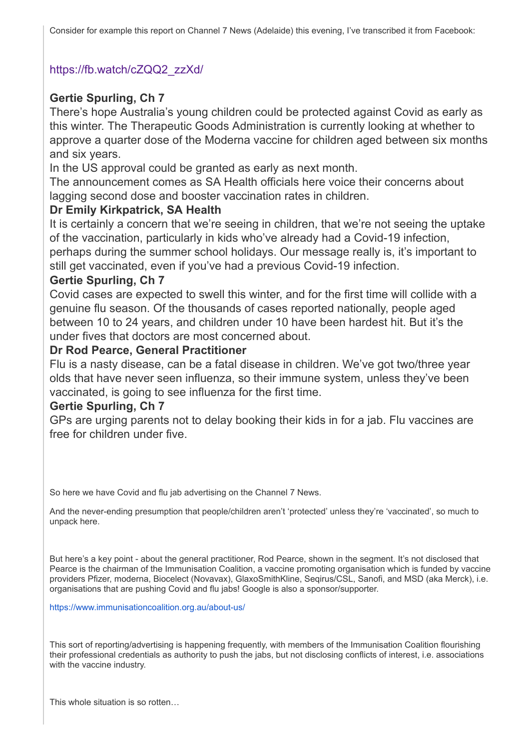Consider for example this report on Channel 7 News (Adelaide) this evening, I've transcribed it from Facebook:

https://fb.watch/cZQQ2_zzXd/

**Gertie Spurling, Ch 7**
There's hope Australia's young children could be protected against Covid as early as this winter. The Therapeutic Goods Administration is currently looking at whether to approve a quarter dose of the Moderna vaccine for children aged between six months and six years.
In the US approval could be granted as early as next month.
The announcement comes as SA Health officials here voice their concerns about lagging second dose and booster vaccination rates in children.
**Dr Emily Kirkpatrick, SA Health**
It is certainly a concern that we're seeing in children, that we're not seeing the uptake of the vaccination, particularly in kids who've already had a Covid-19 infection, perhaps during the summer school holidays. Our message really is, it's important to still get vaccinated, even if you've had a previous Covid-19 infection.
**Gertie Spurling, Ch 7**
Covid cases are expected to swell this winter, and for the first time will collide with a genuine flu season. Of the thousands of cases reported nationally, people aged between 10 to 24 years, and children under 10 have been hardest hit. But it's the under fives that doctors are most concerned about.
**Dr Rod Pearce, General Practitioner**
Flu is a nasty disease, can be a fatal disease in children. We've got two/three year olds that have never seen influenza, so their immune system, unless they've been vaccinated, is going to see influenza for the first time.
**Gertie Spurling, Ch 7**
GPs are urging parents not to delay booking their kids in for a jab. Flu vaccines are free for children under five.

So here we have Covid and flu jab advertising on the Channel 7 News.

And the never-ending presumption that people/children aren't 'protected' unless they're 'vaccinated', so much to unpack here.

But here's a key point - about the general practitioner, Rod Pearce, shown in the segment. It's not disclosed that Pearce is the chairman of the Immunisation Coalition, a vaccine promoting organisation which is funded by vaccine providers Pfizer, moderna, Biocelect (Novavax), GlaxoSmithKline, Seqirus/CSL, Sanofi, and MSD (aka Merck), i.e. organisations that are pushing Covid and flu jabs! Google is also a sponsor/supporter.

https://www.immunisationcoalition.org.au/about-us/

This sort of reporting/advertising is happening frequently, with members of the Immunisation Coalition flourishing their professional credentials as authority to push the jabs, but not disclosing conflicts of interest, i.e. associations with the vaccine industry.

This whole situation is so rotten…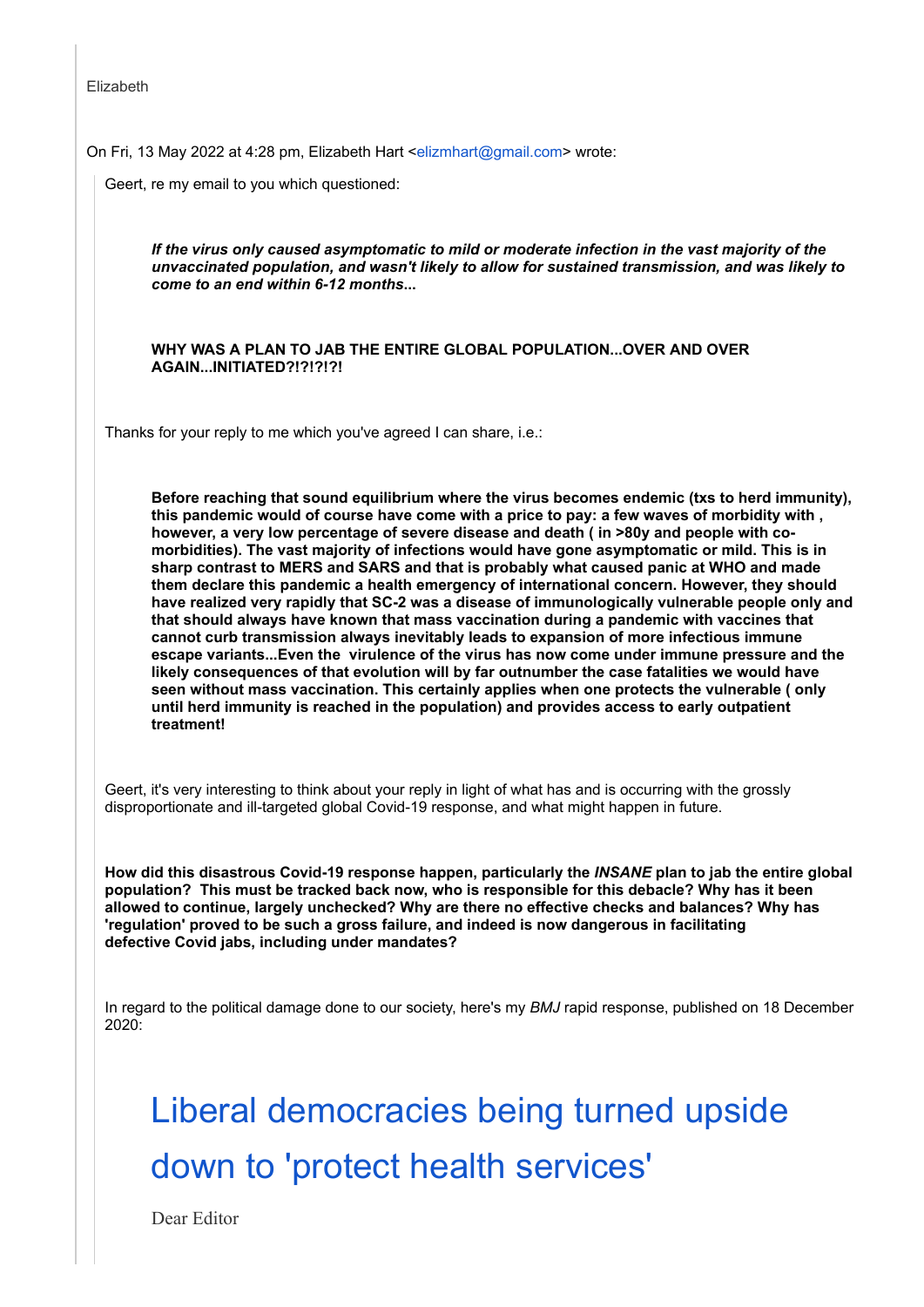Elizabeth

On Fri, 13 May 2022 at 4:28 pm, Elizabeth Hart <elizmhart@gmail.com> wrote:

> Geert, re my email to you which questioned:
>
> > ***If the virus only caused asymptomatic to mild or moderate infection in the vast majority of the unvaccinated population, and wasn't likely to allow for sustained transmission, and was likely to come to an end within 6-12 months...***
> >
> > **WHY WAS A PLAN TO JAB THE ENTIRE GLOBAL POPULATION...OVER AND OVER AGAIN...INITIATED?!?!?!?!**
>
> Thanks for your reply to me which you've agreed I can share, i.e.:
>
> > **Before reaching that sound equilibrium where the virus becomes endemic (txs to herd immunity), this pandemic would of course have come with a price to pay: a few waves of morbidity with , however, a very low percentage of severe disease and death ( in >80y and people with co-morbidities). The vast majority of infections would have gone asymptomatic or mild. This is in sharp contrast to MERS and SARS and that is probably what caused panic at WHO and made them declare this pandemic a health emergency of international concern. However, they should have realized very rapidly that SC-2 was a disease of immunologically vulnerable people only and that should always have known that mass vaccination during a pandemic with vaccines that cannot curb transmission always inevitably leads to expansion of more infectious immune escape variants...Even the virulence of the virus has now come under immune pressure and the likely consequences of that evolution will by far outnumber the case fatalities we would have seen without mass vaccination. This certainly applies when one protects the vulnerable ( only until herd immunity is reached in the population) and provides access to early outpatient treatment!**
>
> Geert, it's very interesting to think about your reply in light of what has and is occurring with the grossly disproportionate and ill-targeted global Covid-19 response, and what might happen in future.
>
> **How did this disastrous Covid-19 response happen, particularly the *INSANE* plan to jab the entire global population? This must be tracked back now, who is responsible for this debacle? Why has it been allowed to continue, largely unchecked? Why are there no effective checks and balances? Why has 'regulation' proved to be such a gross failure, and indeed is now dangerous in facilitating defective Covid jabs, including under mandates?**
>
> In regard to the political damage done to our society, here's my *BMJ* rapid response, published on 18 December 2020:
>
> # Liberal democracies being turned upside down to 'protect health services'
>
> Dear Editor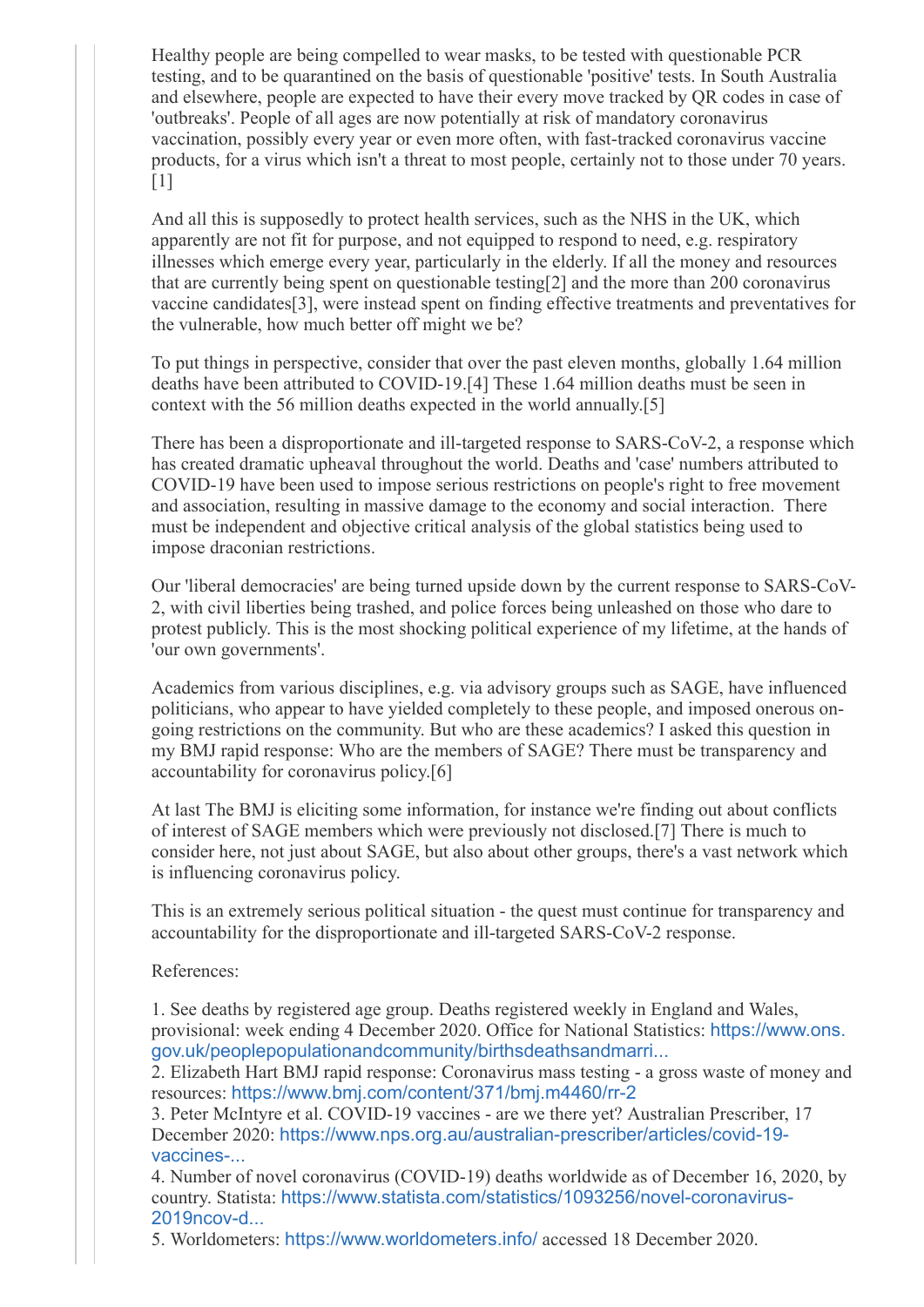Healthy people are being compelled to wear masks, to be tested with questionable PCR testing, and to be quarantined on the basis of questionable 'positive' tests. In South Australia and elsewhere, people are expected to have their every move tracked by QR codes in case of 'outbreaks'. People of all ages are now potentially at risk of mandatory coronavirus vaccination, possibly every year or even more often, with fast-tracked coronavirus vaccine products, for a virus which isn't a threat to most people, certainly not to those under 70 years.[1]

And all this is supposedly to protect health services, such as the NHS in the UK, which apparently are not fit for purpose, and not equipped to respond to need, e.g. respiratory illnesses which emerge every year, particularly in the elderly. If all the money and resources that are currently being spent on questionable testing[2] and the more than 200 coronavirus vaccine candidates[3], were instead spent on finding effective treatments and preventatives for the vulnerable, how much better off might we be?

To put things in perspective, consider that over the past eleven months, globally 1.64 million deaths have been attributed to COVID-19.[4] These 1.64 million deaths must be seen in context with the 56 million deaths expected in the world annually.[5]

There has been a disproportionate and ill-targeted response to SARS-CoV-2, a response which has created dramatic upheaval throughout the world. Deaths and 'case' numbers attributed to COVID-19 have been used to impose serious restrictions on people's right to free movement and association, resulting in massive damage to the economy and social interaction. There must be independent and objective critical analysis of the global statistics being used to impose draconian restrictions.

Our 'liberal democracies' are being turned upside down by the current response to SARS-CoV-2, with civil liberties being trashed, and police forces being unleashed on those who dare to protest publicly. This is the most shocking political experience of my lifetime, at the hands of 'our own governments'.

Academics from various disciplines, e.g. via advisory groups such as SAGE, have influenced politicians, who appear to have yielded completely to these people, and imposed onerous on-going restrictions on the community. But who are these academics? I asked this question in my BMJ rapid response: Who are the members of SAGE? There must be transparency and accountability for coronavirus policy.[6]

At last The BMJ is eliciting some information, for instance we're finding out about conflicts of interest of SAGE members which were previously not disclosed.[7] There is much to consider here, not just about SAGE, but also about other groups, there's a vast network which is influencing coronavirus policy.

This is an extremely serious political situation - the quest must continue for transparency and accountability for the disproportionate and ill-targeted SARS-CoV-2 response.

References:

1. See deaths by registered age group. Deaths registered weekly in England and Wales, provisional: week ending 4 December 2020. Office for National Statistics: https://www.ons.gov.uk/peoplepopulationandcommunity/birthsdeathsandmarri...
2. Elizabeth Hart BMJ rapid response: Coronavirus mass testing - a gross waste of money and resources: https://www.bmj.com/content/371/bmj.m4460/rr-2
3. Peter McIntyre et al. COVID-19 vaccines - are we there yet? Australian Prescriber, 17 December 2020: https://www.nps.org.au/australian-prescriber/articles/covid-19-vaccines-...
4. Number of novel coronavirus (COVID-19) deaths worldwide as of December 16, 2020, by country. Statista: https://www.statista.com/statistics/1093256/novel-coronavirus-2019ncov-d...
5. Worldometers: https://www.worldometers.info/ accessed 18 December 2020.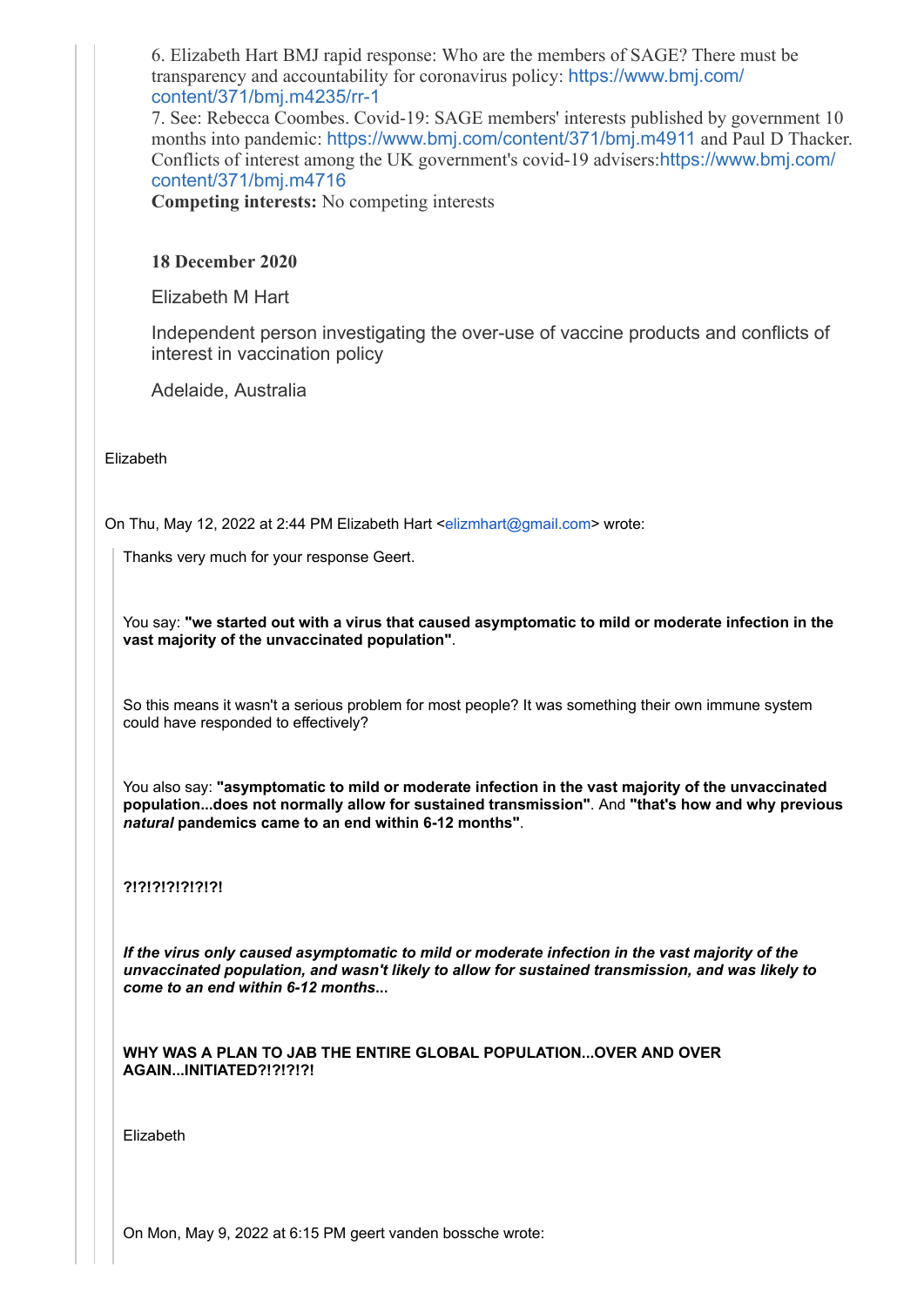6. Elizabeth Hart BMJ rapid response: Who are the members of SAGE? There must be transparency and accountability for coronavirus policy: https://www.bmj.com/content/371/bmj.m4235/rr-1

7. See: Rebecca Coombes. Covid-19: SAGE members' interests published by government 10 months into pandemic: https://www.bmj.com/content/371/bmj.m4911 and Paul D Thacker. Conflicts of interest among the UK government's covid-19 advisers:https://www.bmj.com/content/371/bmj.m4716

**Competing interests:** No competing interests

**18 December 2020**

Elizabeth M Hart

Independent person investigating the over-use of vaccine products and conflicts of interest in vaccination policy

Adelaide, Australia

Elizabeth

On Thu, May 12, 2022 at 2:44 PM Elizabeth Hart <elizmhart@gmail.com> wrote:

> Thanks very much for your response Geert.
>
> You say: **"we started out with a virus that caused asymptomatic to mild or moderate infection in the vast majority of the unvaccinated population"**.
>
> So this means it wasn't a serious problem for most people? It was something their own immune system could have responded to effectively?
>
> You also say: **"asymptomatic to mild or moderate infection in the vast majority of the unvaccinated population...does not normally allow for sustained transmission"**. And **"that's how and why previous *natural* pandemics came to an end within 6-12 months"**.
>
> **?!?!?!?!?!?!?!**
>
> ***If the virus only caused asymptomatic to mild or moderate infection in the vast majority of the unvaccinated population, and wasn't likely to allow for sustained transmission, and was likely to come to an end within 6-12 months...***
>
> **WHY WAS A PLAN TO JAB THE ENTIRE GLOBAL POPULATION...OVER AND OVER AGAIN...INITIATED?!?!?!?!**
>
> Elizabeth
>
> On Mon, May 9, 2022 at 6:15 PM geert vanden bossche wrote: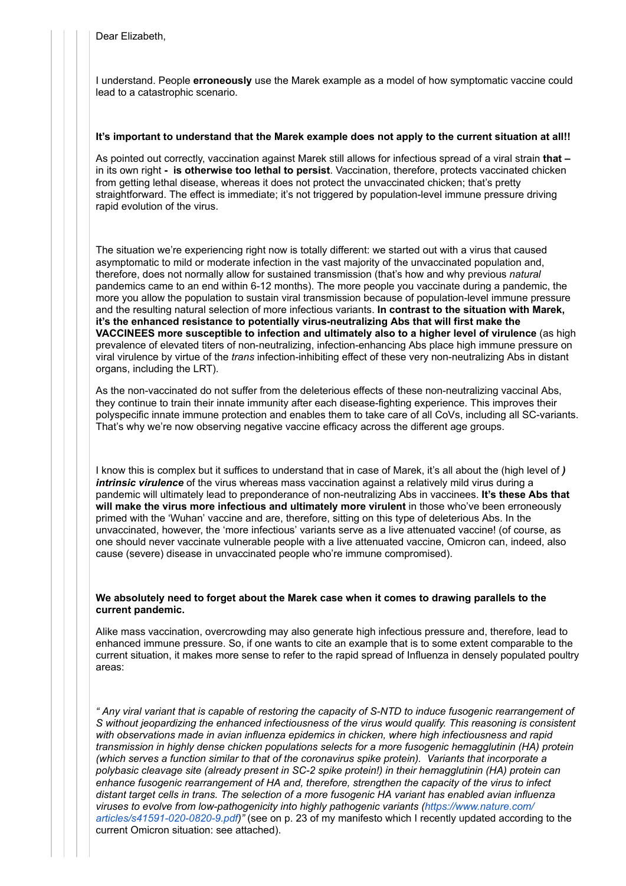Dear Elizabeth,

I understand. People **erroneously** use the Marek example as a model of how symptomatic vaccine could lead to a catastrophic scenario.

**It's important to understand that the Marek example does not apply to the current situation at all!!**

As pointed out correctly, vaccination against Marek still allows for infectious spread of a viral strain **that –** in its own right **- is otherwise too lethal to persist**. Vaccination, therefore, protects vaccinated chicken from getting lethal disease, whereas it does not protect the unvaccinated chicken; that's pretty straightforward. The effect is immediate; it's not triggered by population-level immune pressure driving rapid evolution of the virus.

The situation we're experiencing right now is totally different: we started out with a virus that caused asymptomatic to mild or moderate infection in the vast majority of the unvaccinated population and, therefore, does not normally allow for sustained transmission (that's how and why previous *natural* pandemics came to an end within 6-12 months). The more people you vaccinate during a pandemic, the more you allow the population to sustain viral transmission because of population-level immune pressure and the resulting natural selection of more infectious variants. **In contrast to the situation with Marek, it's the enhanced resistance to potentially virus-neutralizing Abs that will first make the VACCINEES more susceptible to infection and ultimately also to a higher level of virulence** (as high prevalence of elevated titers of non-neutralizing, infection-enhancing Abs place high immune pressure on viral virulence by virtue of the *trans* infection-inhibiting effect of these very non-neutralizing Abs in distant organs, including the LRT).

As the non-vaccinated do not suffer from the deleterious effects of these non-neutralizing vaccinal Abs, they continue to train their innate immunity after each disease-fighting experience. This improves their polyspecific innate immune protection and enables them to take care of all CoVs, including all SC-variants. That's why we're now observing negative vaccine efficacy across the different age groups.

I know this is complex but it suffices to understand that in case of Marek, it's all about the (high level of ***) intrinsic virulence*** of the virus whereas mass vaccination against a relatively mild virus during a pandemic will ultimately lead to preponderance of non-neutralizing Abs in vaccinees. **It's these Abs that will make the virus more infectious and ultimately more virulent** in those who've been erroneously primed with the 'Wuhan' vaccine and are, therefore, sitting on this type of deleterious Abs. In the unvaccinated, however, the 'more infectious' variants serve as a live attenuated vaccine! (of course, as one should never vaccinate vulnerable people with a live attenuated vaccine, Omicron can, indeed, also cause (severe) disease in unvaccinated people who're immune compromised).

**We absolutely need to forget about the Marek case when it comes to drawing parallels to the current pandemic.**

Alike mass vaccination, overcrowding may also generate high infectious pressure and, therefore, lead to enhanced immune pressure. So, if one wants to cite an example that is to some extent comparable to the current situation, it makes more sense to refer to the rapid spread of Influenza in densely populated poultry areas:

*" Any viral variant that is capable of restoring the capacity of S-NTD to induce fusogenic rearrangement of S without jeopardizing the enhanced infectiousness of the virus would qualify. This reasoning is consistent with observations made in avian influenza epidemics in chicken, where high infectiousness and rapid transmission in highly dense chicken populations selects for a more fusogenic hemagglutinin (HA) protein (which serves a function similar to that of the coronavirus spike protein). Variants that incorporate a polybasic cleavage site (already present in SC-2 spike protein!) in their hemagglutinin (HA) protein can enhance fusogenic rearrangement of HA and, therefore, strengthen the capacity of the virus to infect distant target cells in trans. The selection of a more fusogenic HA variant has enabled avian influenza viruses to evolve from low-pathogenicity into highly pathogenic variants (https://www.nature.com/articles/s41591-020-0820-9.pdf)"* (see on p. 23 of my manifesto which I recently updated according to the current Omicron situation: see attached).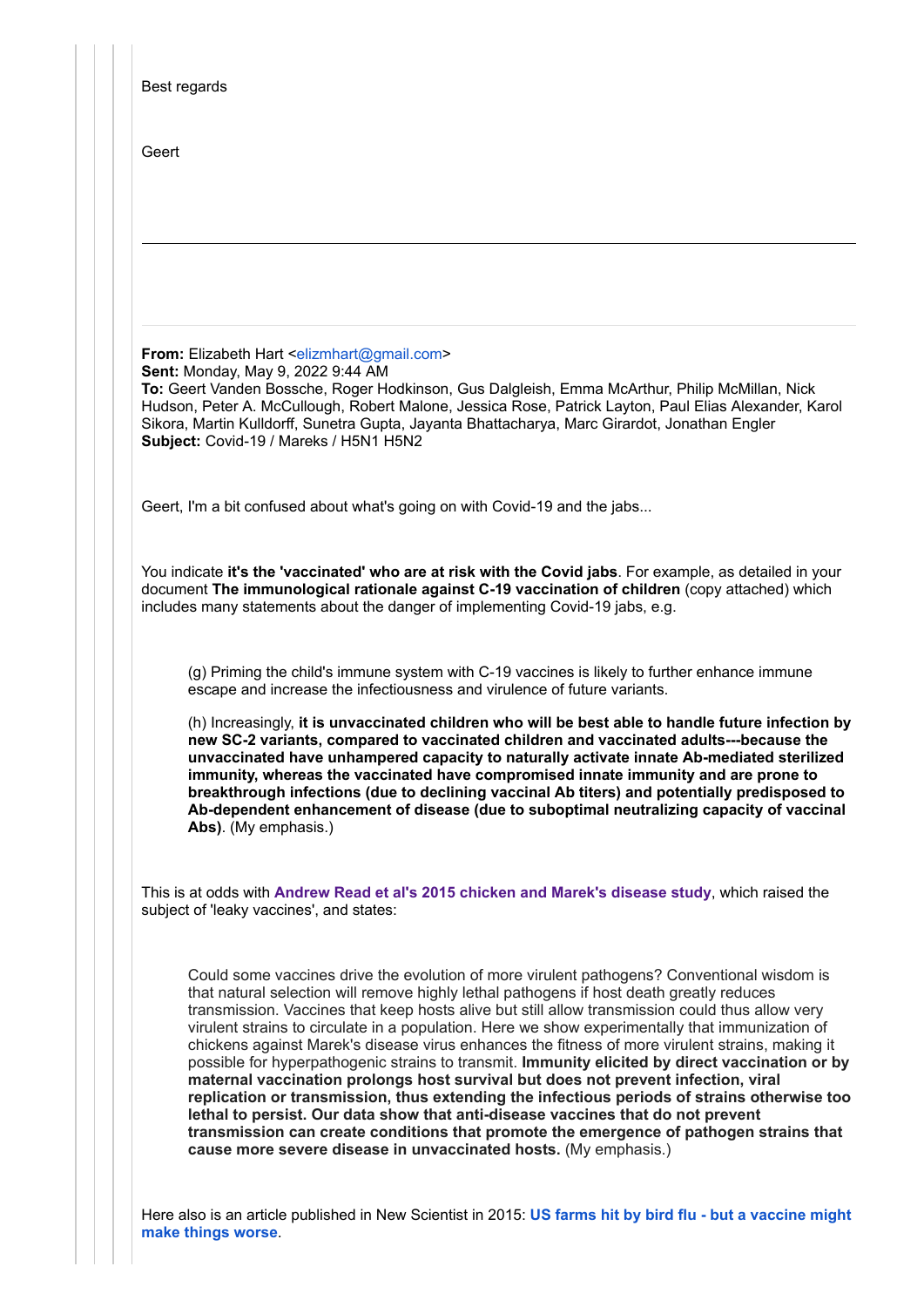Best regards

Geert

---

**From:** Elizabeth Hart <elizmhart@gmail.com>
**Sent:** Monday, May 9, 2022 9:44 AM
**To:** Geert Vanden Bossche, Roger Hodkinson, Gus Dalgleish, Emma McArthur, Philip McMillan, Nick Hudson, Peter A. McCullough, Robert Malone, Jessica Rose, Patrick Layton, Paul Elias Alexander, Karol Sikora, Martin Kulldorff, Sunetra Gupta, Jayanta Bhattacharya, Marc Girardot, Jonathan Engler
**Subject:** Covid-19 / Mareks / H5N1 H5N2

Geert, I'm a bit confused about what's going on with Covid-19 and the jabs...

You indicate **it's the 'vaccinated' who are at risk with the Covid jabs**. For example, as detailed in your document **The immunological rationale against C-19 vaccination of children** (copy attached) which includes many statements about the danger of implementing Covid-19 jabs, e.g.

> (g) Priming the child's immune system with C-19 vaccines is likely to further enhance immune escape and increase the infectiousness and virulence of future variants.
>
> (h) Increasingly, **it is unvaccinated children who will be best able to handle future infection by new SC-2 variants, compared to vaccinated children and vaccinated adults---because the unvaccinated have unhampered capacity to naturally activate innate Ab-mediated sterilized immunity, whereas the vaccinated have compromised innate immunity and are prone to breakthrough infections (due to declining vaccinal Ab titers) and potentially predisposed to Ab-dependent enhancement of disease (due to suboptimal neutralizing capacity of vaccinal Abs)**. (My emphasis.)

This is at odds with **Andrew Read et al's 2015 chicken and Marek's disease study**, which raised the subject of 'leaky vaccines', and states:

> Could some vaccines drive the evolution of more virulent pathogens? Conventional wisdom is that natural selection will remove highly lethal pathogens if host death greatly reduces transmission. Vaccines that keep hosts alive but still allow transmission could thus allow very virulent strains to circulate in a population. Here we show experimentally that immunization of chickens against Marek's disease virus enhances the fitness of more virulent strains, making it possible for hyperpathogenic strains to transmit. **Immunity elicited by direct vaccination or by maternal vaccination prolongs host survival but does not prevent infection, viral replication or transmission, thus extending the infectious periods of strains otherwise too lethal to persist. Our data show that anti-disease vaccines that do not prevent transmission can create conditions that promote the emergence of pathogen strains that cause more severe disease in unvaccinated hosts.** (My emphasis.)

Here also is an article published in New Scientist in 2015: **US farms hit by bird flu - but a vaccine might make things worse**.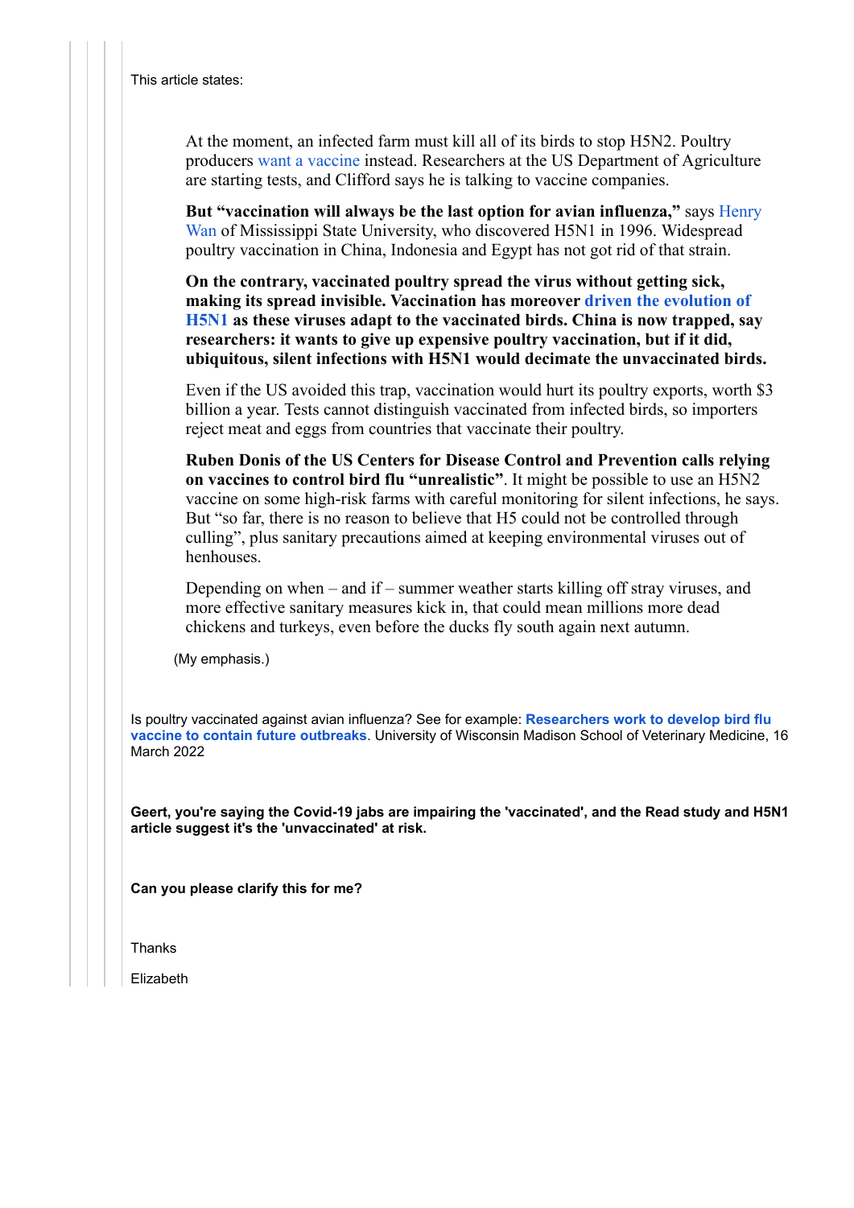This article states:

> At the moment, an infected farm must kill all of its birds to stop H5N2. Poultry producers want a vaccine instead. Researchers at the US Department of Agriculture are starting tests, and Clifford says he is talking to vaccine companies.
>
> **But "vaccination will always be the last option for avian influenza,"** says Henry Wan of Mississippi State University, who discovered H5N1 in 1996. Widespread poultry vaccination in China, Indonesia and Egypt has not got rid of that strain.
>
> **On the contrary, vaccinated poultry spread the virus without getting sick, making its spread invisible. Vaccination has moreover driven the evolution of H5N1 as these viruses adapt to the vaccinated birds. China is now trapped, say researchers: it wants to give up expensive poultry vaccination, but if it did, ubiquitous, silent infections with H5N1 would decimate the unvaccinated birds.**
>
> Even if the US avoided this trap, vaccination would hurt its poultry exports, worth $3 billion a year. Tests cannot distinguish vaccinated from infected birds, so importers reject meat and eggs from countries that vaccinate their poultry.
>
> **Ruben Donis of the US Centers for Disease Control and Prevention calls relying on vaccines to control bird flu "unrealistic"**. It might be possible to use an H5N2 vaccine on some high-risk farms with careful monitoring for silent infections, he says. But "so far, there is no reason to believe that H5 could not be controlled through culling", plus sanitary precautions aimed at keeping environmental viruses out of henhouses.
>
> Depending on when – and if – summer weather starts killing off stray viruses, and more effective sanitary measures kick in, that could mean millions more dead chickens and turkeys, even before the ducks fly south again next autumn.

(My emphasis.)

Is poultry vaccinated against avian influenza? See for example: **Researchers work to develop bird flu vaccine to contain future outbreaks**. University of Wisconsin Madison School of Veterinary Medicine, 16 March 2022

**Geert, you're saying the Covid-19 jabs are impairing the 'vaccinated', and the Read study and H5N1 article suggest it's the 'unvaccinated' at risk.**

**Can you please clarify this for me?**

Thanks

Elizabeth